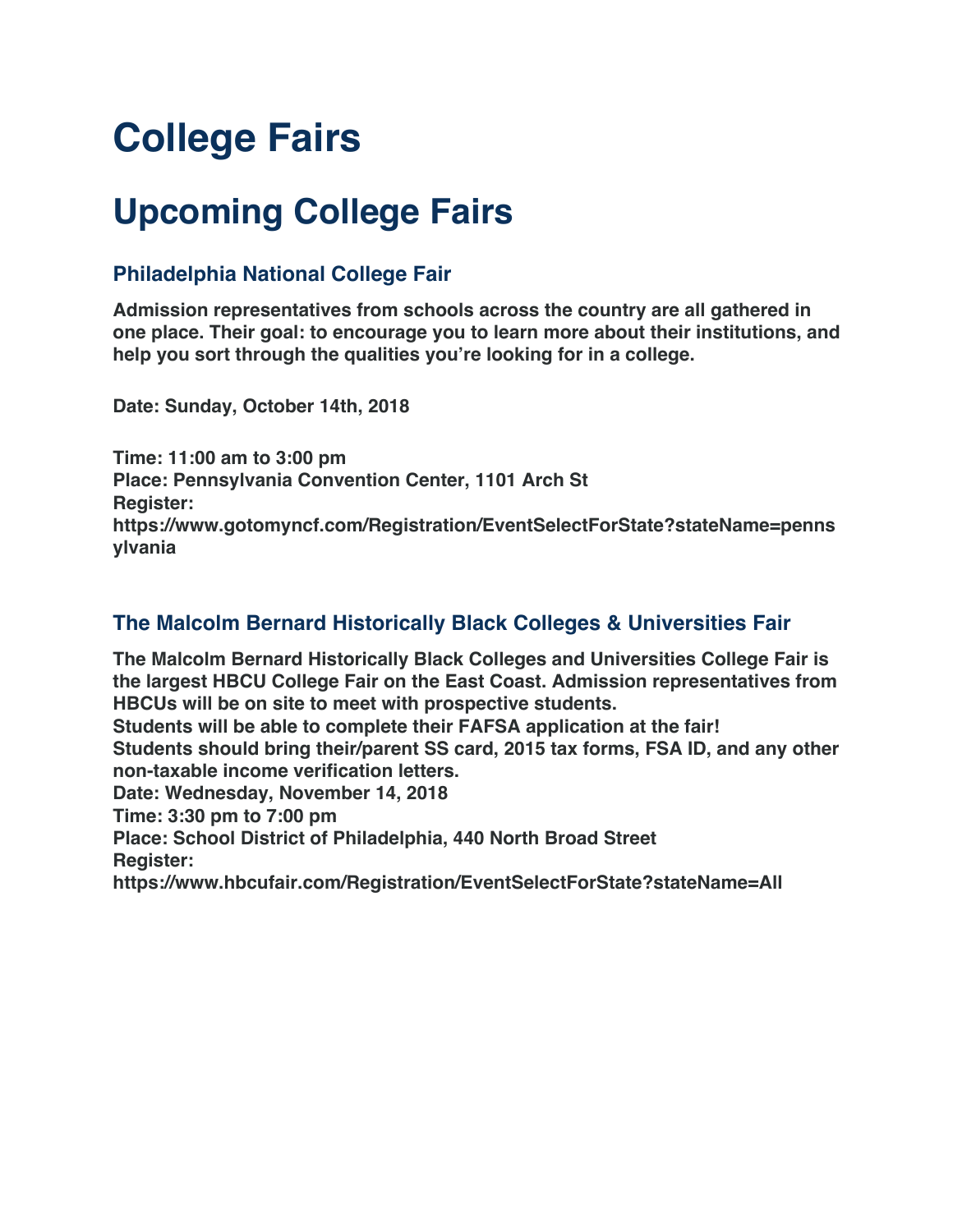# College Fairs

## Upcoming College Fairs

### Philadelphia National College Fair

**Admission representatives from schools across the country are all gathered in one place. Their goal: to encourage you to learn more about their institutions, and help you sort through the qualities you're looking for in a college.**

**Date: Sunday, October 14th, 2018**

**Time: 11:00 am to 3:00 pm**
**Place: Pennsylvania Convention Center, 1101 Arch St**
**Register:**
**https://www.gotomyncf.com/Registration/EventSelectForState?stateName=pennsylvania**

### The Malcolm Bernard Historically Black Colleges & Universities Fair

**The Malcolm Bernard Historically Black Colleges and Universities College Fair is the largest HBCU College Fair on the East Coast. Admission representatives from HBCUs will be on site to meet with prospective students.**
**Students will be able to complete their FAFSA application at the fair!**
**Students should bring their/parent SS card, 2015 tax forms, FSA ID, and any other non-taxable income verification letters.**
**Date: Wednesday, November 14, 2018**
**Time: 3:30 pm to 7:00 pm**
**Place: School District of Philadelphia, 440 North Broad Street**
**Register:**
**https://www.hbcufair.com/Registration/EventSelectForState?stateName=All**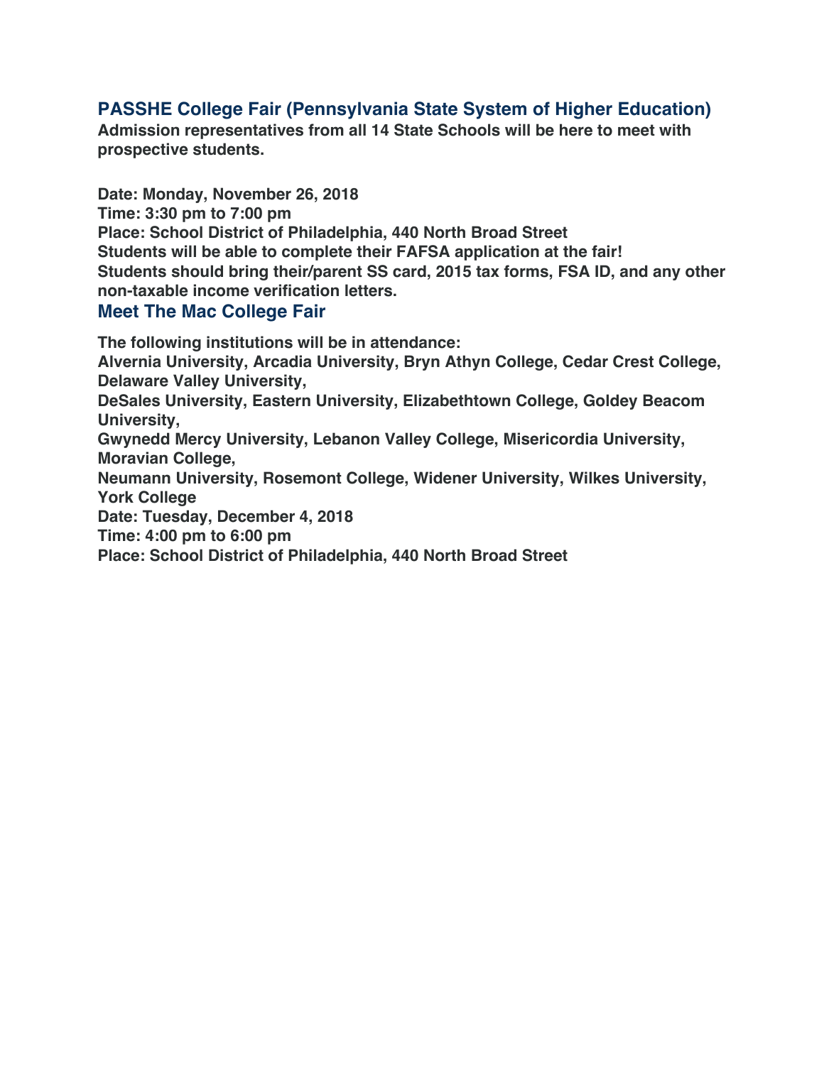## PASSHE College Fair (Pennsylvania State System of Higher Education)

**Admission representatives from all 14 State Schools will be here to meet with prospective students.**

**Date: Monday, November 26, 2018**
**Time: 3:30 pm to 7:00 pm**
**Place: School District of Philadelphia, 440 North Broad Street**
**Students will be able to complete their FAFSA application at the fair!**
**Students should bring their/parent SS card, 2015 tax forms, FSA ID, and any other non-taxable income verification letters.**

## Meet The Mac College Fair

**The following institutions will be in attendance:**
**Alvernia University, Arcadia University, Bryn Athyn College, Cedar Crest College, Delaware Valley University,**
**DeSales University, Eastern University, Elizabethtown College, Goldey Beacom University,**
**Gwynedd Mercy University, Lebanon Valley College, Misericordia University, Moravian College,**
**Neumann University, Rosemont College, Widener University, Wilkes University, York College**
**Date: Tuesday, December 4, 2018**
**Time: 4:00 pm to 6:00 pm**
**Place: School District of Philadelphia, 440 North Broad Street**